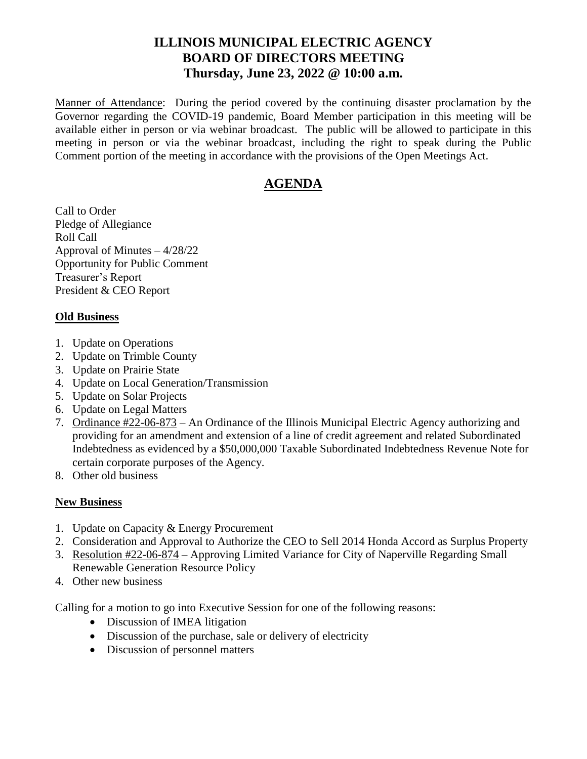# ILLINOIS MUNICIPAL ELECTRIC AGENCY
# BOARD OF DIRECTORS MEETING
# Thursday, June 23, 2022 @ 10:00 a.m.

Manner of Attendance: During the period covered by the continuing disaster proclamation by the Governor regarding the COVID-19 pandemic, Board Member participation in this meeting will be available either in person or via webinar broadcast. The public will be allowed to participate in this meeting in person or via the webinar broadcast, including the right to speak during the Public Comment portion of the meeting in accordance with the provisions of the Open Meetings Act.

## AGENDA

Call to Order
Pledge of Allegiance
Roll Call
Approval of Minutes – 4/28/22
Opportunity for Public Comment
Treasurer's Report
President & CEO Report

### Old Business

1. Update on Operations
2. Update on Trimble County
3. Update on Prairie State
4. Update on Local Generation/Transmission
5. Update on Solar Projects
6. Update on Legal Matters
7. Ordinance #22-06-873 – An Ordinance of the Illinois Municipal Electric Agency authorizing and providing for an amendment and extension of a line of credit agreement and related Subordinated Indebtedness as evidenced by a $50,000,000 Taxable Subordinated Indebtedness Revenue Note for certain corporate purposes of the Agency.
8. Other old business

### New Business

1. Update on Capacity & Energy Procurement
2. Consideration and Approval to Authorize the CEO to Sell 2014 Honda Accord as Surplus Property
3. Resolution #22-06-874 – Approving Limited Variance for City of Naperville Regarding Small Renewable Generation Resource Policy
4. Other new business

Calling for a motion to go into Executive Session for one of the following reasons:

- Discussion of IMEA litigation
- Discussion of the purchase, sale or delivery of electricity
- Discussion of personnel matters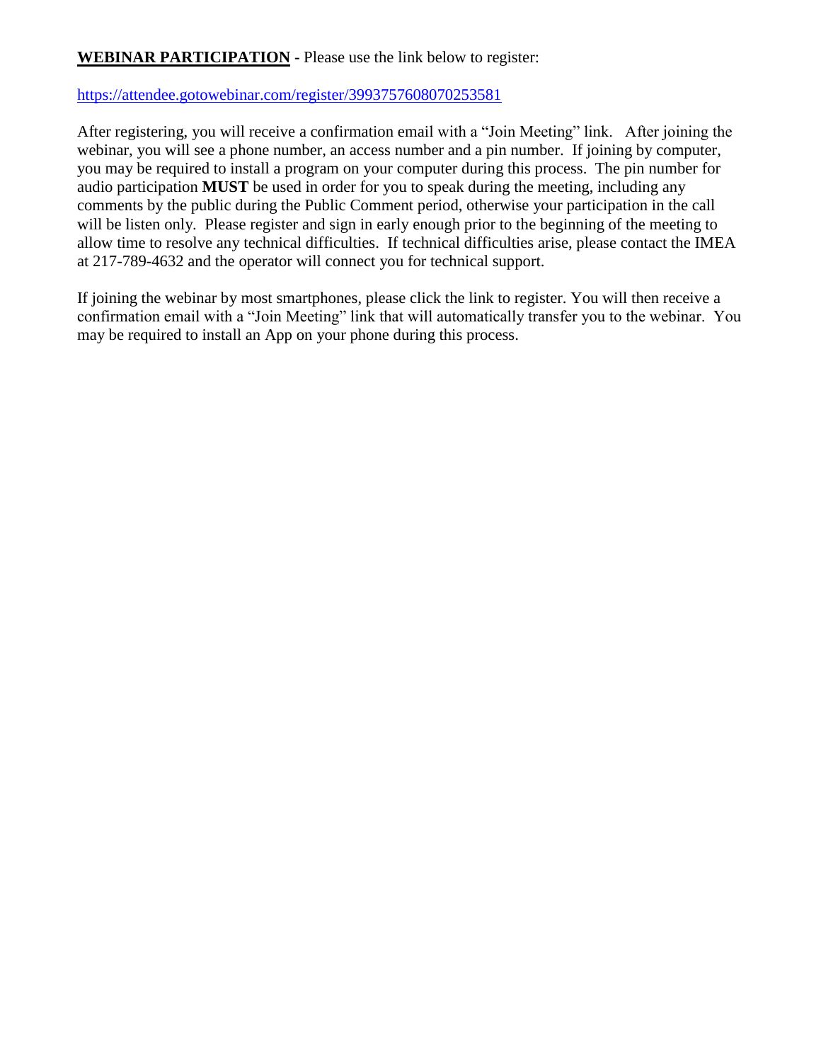**<u>WEBINAR PARTICIPATION</u> -** Please use the link below to register:

https://attendee.gotowebinar.com/register/3993757608070253581

After registering, you will receive a confirmation email with a "Join Meeting" link. After joining the webinar, you will see a phone number, an access number and a pin number. If joining by computer, you may be required to install a program on your computer during this process. The pin number for audio participation **MUST** be used in order for you to speak during the meeting, including any comments by the public during the Public Comment period, otherwise your participation in the call will be listen only. Please register and sign in early enough prior to the beginning of the meeting to allow time to resolve any technical difficulties. If technical difficulties arise, please contact the IMEA at 217-789-4632 and the operator will connect you for technical support.

If joining the webinar by most smartphones, please click the link to register. You will then receive a confirmation email with a "Join Meeting" link that will automatically transfer you to the webinar. You may be required to install an App on your phone during this process.